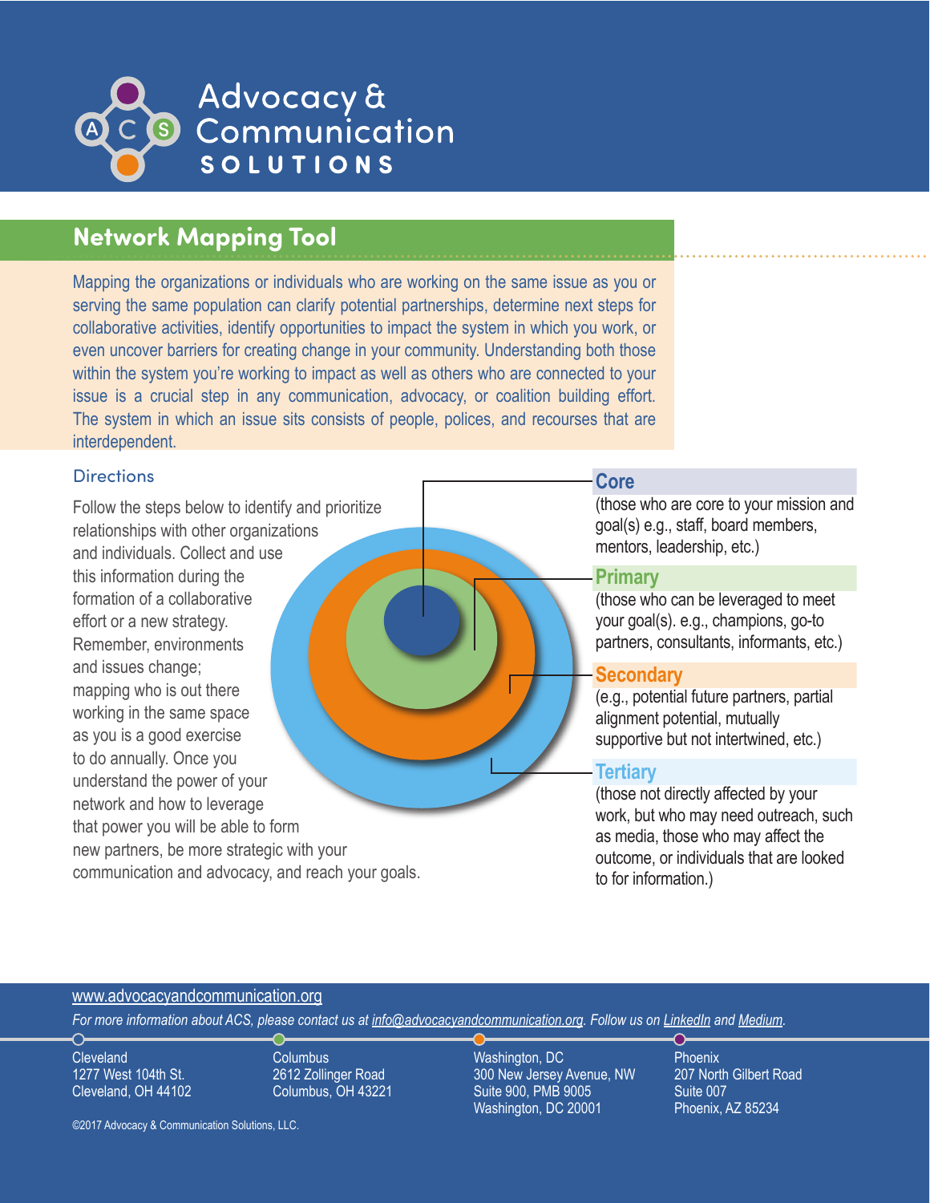# Advocacy & Communication SOLUTIONS

## Network Mapping Tool

Mapping the organizations or individuals who are working on the same issue as you or serving the same population can clarify potential partnerships, determine next steps for collaborative activities, identify opportunities to impact the system in which you work, or even uncover barriers for creating change in your community. Understanding both those within the system you're working to impact as well as others who are connected to your issue is a crucial step in any communication, advocacy, or coalition building effort. The system in which an issue sits consists of people, polices, and recourses that are interdependent.

### Directions

Follow the steps below to identify and prioritize relationships with other organizations and individuals. Collect and use this information during the formation of a collaborative effort or a new strategy. Remember, environments and issues change; mapping who is out there working in the same space as you is a good exercise to do annually. Once you understand the power of your network and how to leverage that power you will be able to form new partners, be more strategic with your communication and advocacy, and reach your goals.

**Core**
(those who are core to your mission and goal(s) e.g., staff, board members, mentors, leadership, etc.)

**Primary**
(those who can be leveraged to meet your goal(s). e.g., champions, go-to partners, consultants, informants, etc.)

**Secondary**
(e.g., potential future partners, partial alignment potential, mutually supportive but not intertwined, etc.)

**Tertiary**
(those not directly affected by your work, but who may need outreach, such as media, those who may affect the outcome, or individuals that are looked to for information.)

www.advocacyandcommunication.org

*For more information about ACS, please contact us at info@advocacyandcommunication.org. Follow us on LinkedIn and Medium.*

Cleveland
1277 West 104th St.
Cleveland, OH 44102

Columbus
2612 Zollinger Road
Columbus, OH 43221

Washington, DC
300 New Jersey Avenue, NW
Suite 900, PMB 9005
Washington, DC 20001

Phoenix
207 North Gilbert Road
Suite 007
Phoenix, AZ 85234

©2017 Advocacy & Communication Solutions, LLC.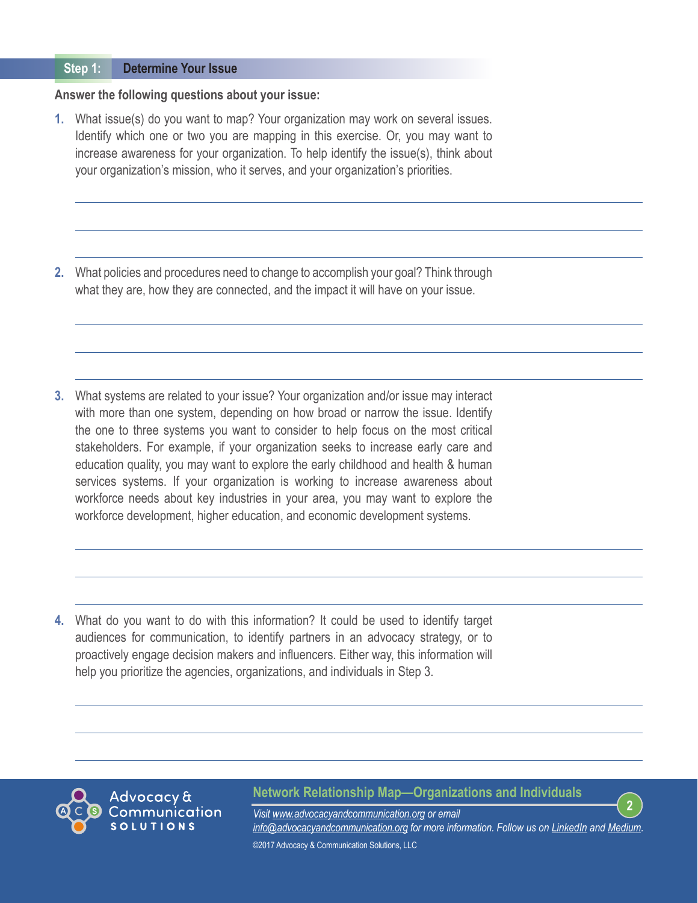## Step 1: Determine Your Issue

**Answer the following questions about your issue:**

1. What issue(s) do you want to map? Your organization may work on several issues. Identify which one or two you are mapping in this exercise. Or, you may want to increase awareness for your organization. To help identify the issue(s), think about your organization's mission, who it serves, and your organization's priorities.

2. What policies and procedures need to change to accomplish your goal? Think through what they are, how they are connected, and the impact it will have on your issue.

3. What systems are related to your issue? Your organization and/or issue may interact with more than one system, depending on how broad or narrow the issue. Identify the one to three systems you want to consider to help focus on the most critical stakeholders. For example, if your organization seeks to increase early care and education quality, you may want to explore the early childhood and health & human services systems. If your organization is working to increase awareness about workforce needs about key industries in your area, you may want to explore the workforce development, higher education, and economic development systems.

4. What do you want to do with this information? It could be used to identify target audiences for communication, to identify partners in an advocacy strategy, or to proactively engage decision makers and influencers. Either way, this information will help you prioritize the agencies, organizations, and individuals in Step 3.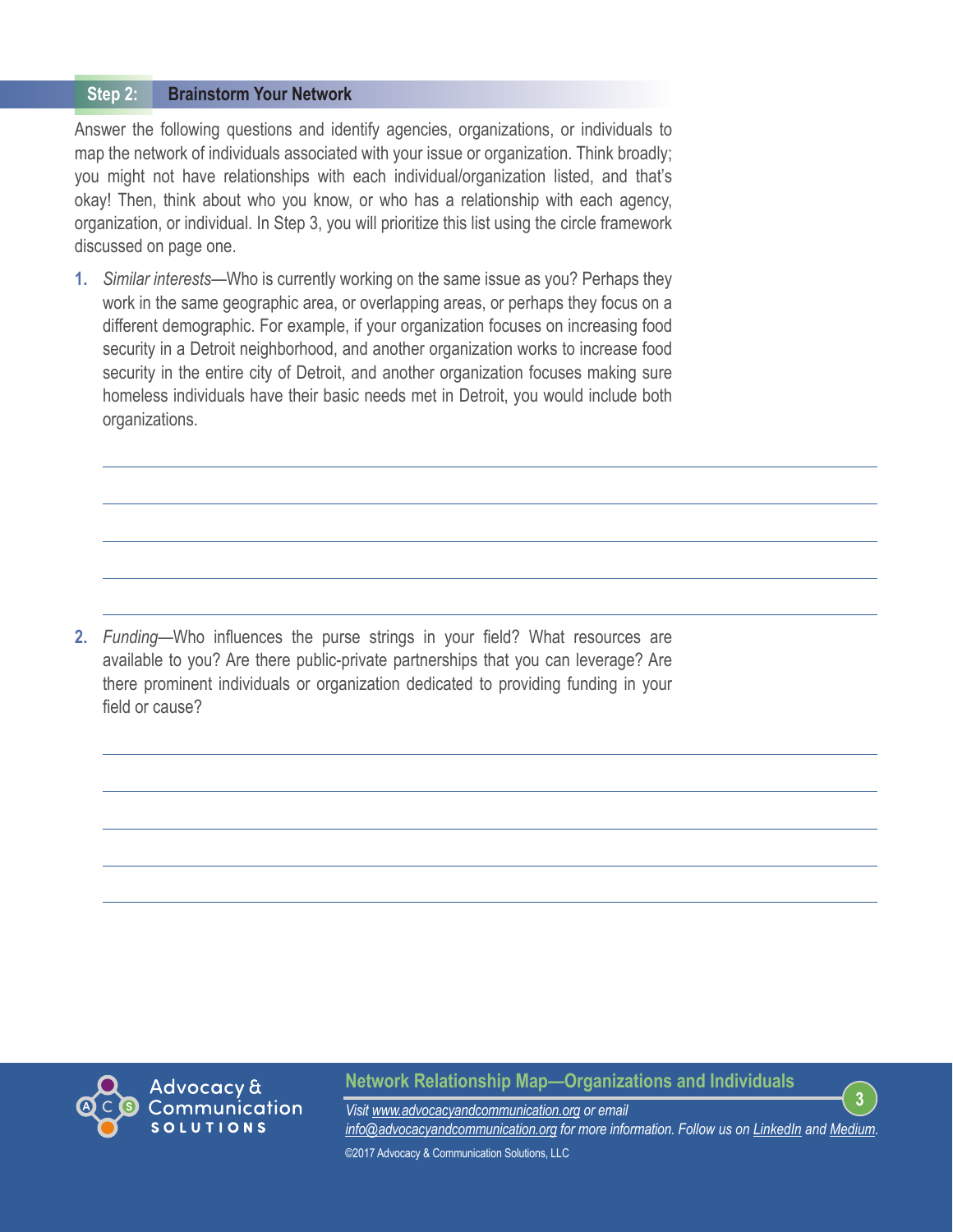## Step 2: Brainstorm Your Network

Answer the following questions and identify agencies, organizations, or individuals to map the network of individuals associated with your issue or organization. Think broadly; you might not have relationships with each individual/organization listed, and that's okay! Then, think about who you know, or who has a relationship with each agency, organization, or individual. In Step 3, you will prioritize this list using the circle framework discussed on page one.

1. *Similar interests*—Who is currently working on the same issue as you? Perhaps they work in the same geographic area, or overlapping areas, or perhaps they focus on a different demographic. For example, if your organization focuses on increasing food security in a Detroit neighborhood, and another organization works to increase food security in the entire city of Detroit, and another organization focuses making sure homeless individuals have their basic needs met in Detroit, you would include both organizations.

2. *Funding*—Who influences the purse strings in your field? What resources are available to you? Are there public-private partnerships that you can leverage? Are there prominent individuals or organization dedicated to providing funding in your field or cause?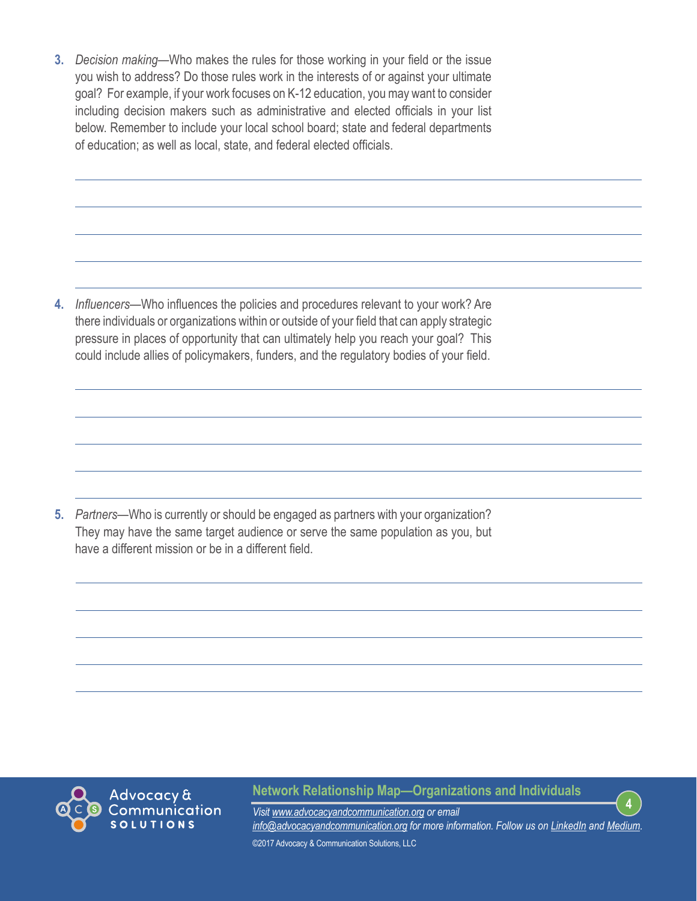3. *Decision making*—Who makes the rules for those working in your field or the issue you wish to address? Do those rules work in the interests of or against your ultimate goal? For example, if your work focuses on K-12 education, you may want to consider including decision makers such as administrative and elected officials in your list below. Remember to include your local school board; state and federal departments of education; as well as local, state, and federal elected officials.

4. *Influencers*—Who influences the policies and procedures relevant to your work? Are there individuals or organizations within or outside of your field that can apply strategic pressure in places of opportunity that can ultimately help you reach your goal? This could include allies of policymakers, funders, and the regulatory bodies of your field.

5. *Partners*—Who is currently or should be engaged as partners with your organization? They may have the same target audience or serve the same population as you, but have a different mission or be in a different field.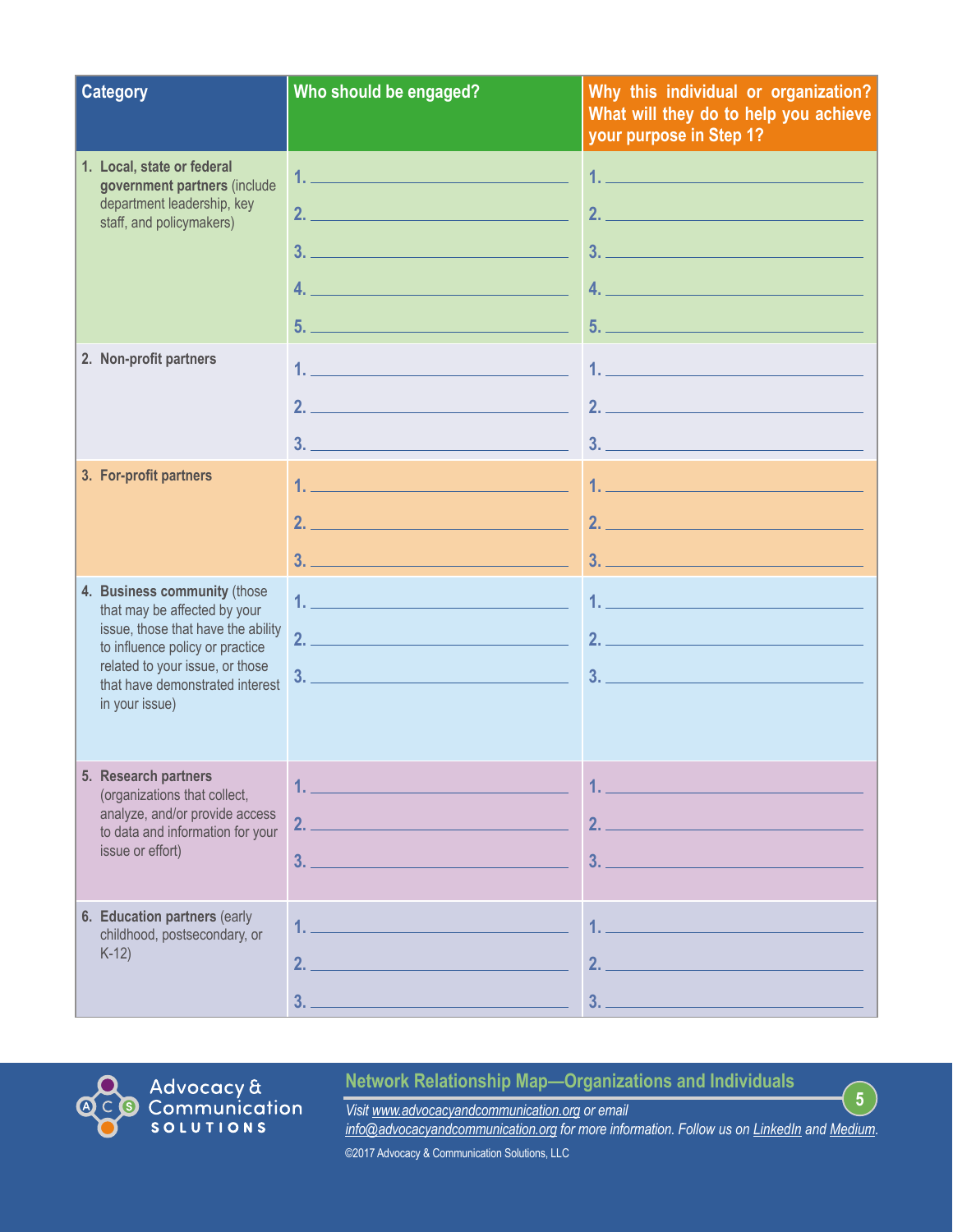| Category | Who should be engaged? | Why this individual or organization? What will they do to help you achieve your purpose in Step 1? |
|---|---|---|
| 1. **Local, state or federal government partners** (include department leadership, key staff, and policymakers) | 1. ____<br>2. ____<br>3. ____<br>4. ____<br>5. ____ | 1. ____<br>2. ____<br>3. ____<br>4. ____<br>5. ____ |
| 2. **Non-profit partners** | 1. ____<br>2. ____<br>3. ____ | 1. ____<br>2. ____<br>3. ____ |
| 3. **For-profit partners** | 1. ____<br>2. ____<br>3. ____ | 1. ____<br>2. ____<br>3. ____ |
| 4. **Business community** (those that may be affected by your issue, those that have the ability to influence policy or practice related to your issue, or those that have demonstrated interest in your issue) | 1. ____<br>2. ____<br>3. ____ | 1. ____<br>2. ____<br>3. ____ |
| 5. **Research partners** (organizations that collect, analyze, and/or provide access to data and information for your issue or effort) | 1. ____<br>2. ____<br>3. ____ | 1. ____<br>2. ____<br>3. ____ |
| 6. **Education partners** (early childhood, postsecondary, or K-12) | 1. ____<br>2. ____<br>3. ____ | 1. ____<br>2. ____<br>3. ____ |

Advocacy & Communication Solutions

**Network Relationship Map—Organizations and Individuals**

*Visit www.advocacyandcommunication.org or email info@advocacyandcommunication.org for more information. Follow us on LinkedIn and Medium.*

©2017 Advocacy & Communication Solutions, LLC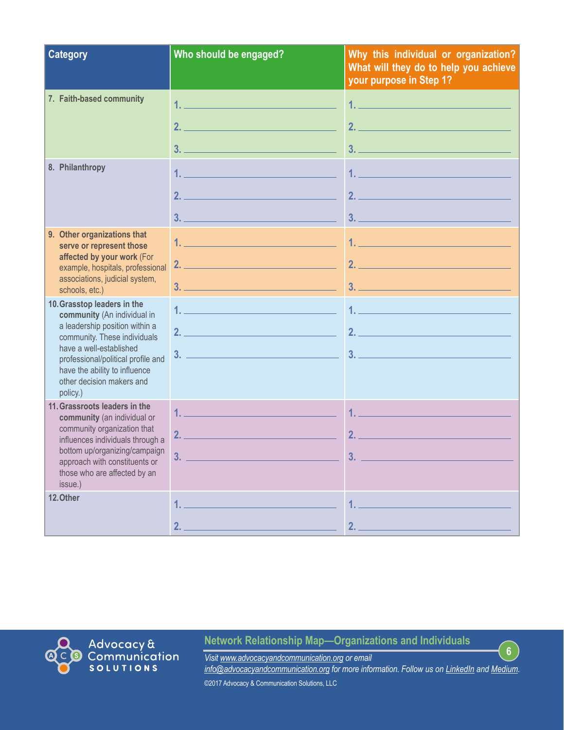| Category | Who should be engaged? | Why this individual or organization? What will they do to help you achieve your purpose in Step 1? |
|---|---|---|
| **7. Faith-based community** | 1. ______<br>2. ______<br>3. ______ | 1. ______<br>2. ______<br>3. ______ |
| **8. Philanthropy** | 1. ______<br>2. ______<br>3. ______ | 1. ______<br>2. ______<br>3. ______ |
| **9. Other organizations that serve or represent those affected by your work** (For example, hospitals, professional associations, judicial system, schools, etc.) | 1. ______<br>2. ______<br>3. ______ | 1. ______<br>2. ______<br>3. ______ |
| **10. Grasstop leaders in the community** (An individual in a leadership position within a community. These individuals have a well-established professional/political profile and have the ability to influence other decision makers and policy.) | 1. ______<br>2. ______<br>3. ______ | 1. ______<br>2. ______<br>3. ______ |
| **11. Grassroots leaders in the community** (an individual or community organization that influences individuals through a bottom up/organizing/campaign approach with constituents or those who are affected by an issue.) | 1. ______<br>2. ______<br>3. ______ | 1. ______<br>2. ______<br>3. ______ |
| **12. Other** | 1. ______<br>2. ______ | 1. ______<br>2. ______ |

**Network Relationship Map—Organizations and Individuals**

*Visit www.advocacyandcommunication.org or email info@advocacyandcommunication.org for more information. Follow us on LinkedIn and Medium.*

©2017 Advocacy & Communication Solutions, LLC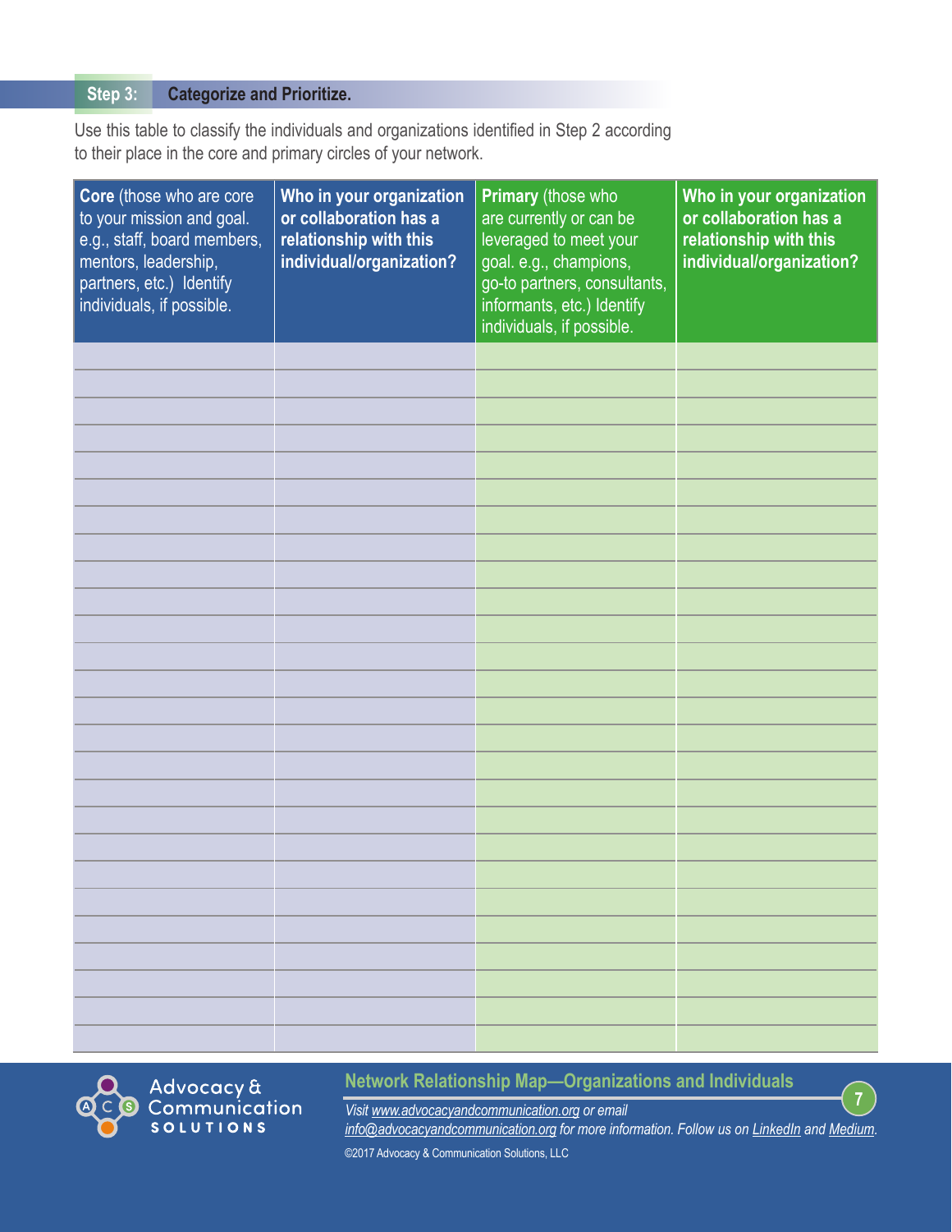## Step 3: Categorize and Prioritize.

Use this table to classify the individuals and organizations identified in Step 2 according to their place in the core and primary circles of your network.

| **Core** (those who are core to your mission and goal. e.g., staff, board members, mentors, leadership, partners, etc.) Identify individuals, if possible. | **Who in your organization or collaboration has a relationship with this individual/organization?** | **Primary** (those who are currently or can be leveraged to meet your goal. e.g., champions, go-to partners, consultants, informants, etc.) Identify individuals, if possible. | **Who in your organization or collaboration has a relationship with this individual/organization?** |
|---|---|---|---|
| | | | |
| | | | |
| | | | |
| | | | |
| | | | |
| | | | |
| | | | |
| | | | |
| | | | |
| | | | |
| | | | |
| | | | |
| | | | |
| | | | |
| | | | |
| | | | |
| | | | |
| | | | |
| | | | |
| | | | |
| | | | |
| | | | |
| | | | |
| | | | |
| | | | |
| | | | |

Network Relationship Map—Organizations and Individuals

*Visit www.advocacyandcommunication.org or email info@advocacyandcommunication.org for more information. Follow us on LinkedIn and Medium.*

©2017 Advocacy & Communication Solutions, LLC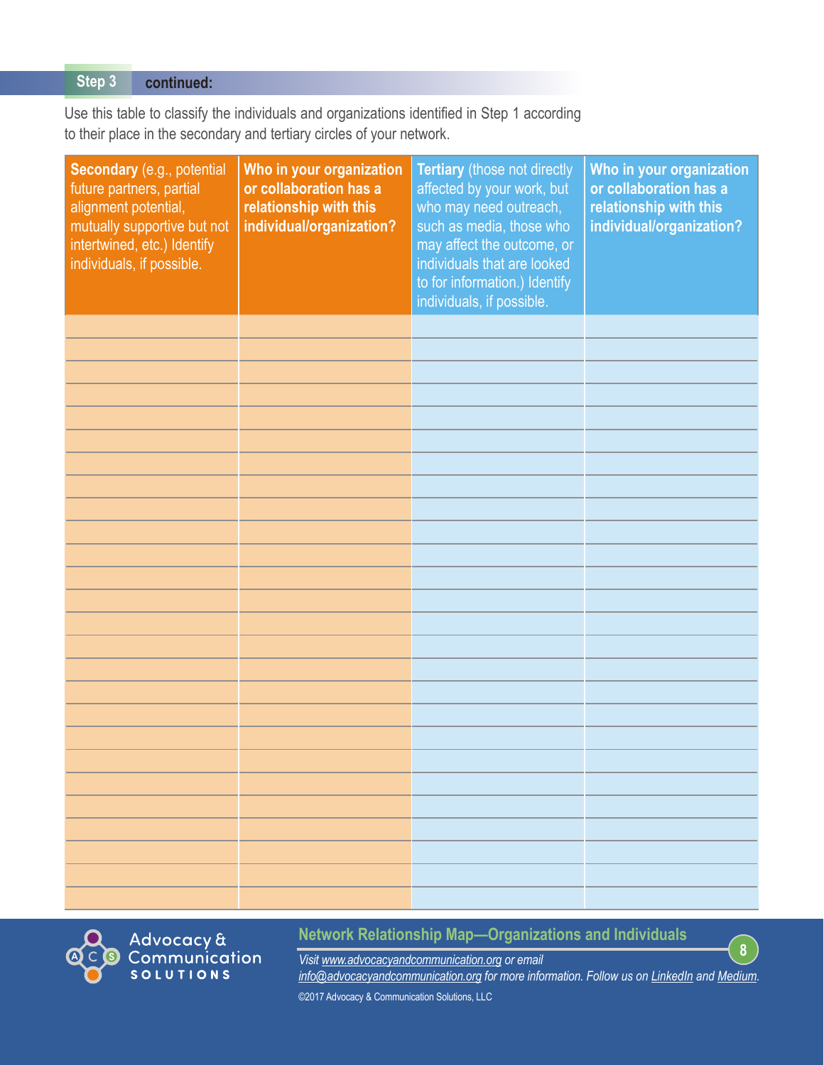**Step 3** **continued:**

Use this table to classify the individuals and organizations identified in Step 1 according to their place in the secondary and tertiary circles of your network.

| **Secondary** (e.g., potential future partners, partial alignment potential, mutually supportive but not intertwined, etc.) Identify individuals, if possible. | **Who in your organization or collaboration has a relationship with this individual/organization?** | **Tertiary** (those not directly affected by your work, but who may need outreach, such as media, those who may affect the outcome, or individuals that are looked to for information.) Identify individuals, if possible. | **Who in your organization or collaboration has a relationship with this individual/organization?** |
|---|---|---|---|
| | | | |
| | | | |
| | | | |
| | | | |
| | | | |
| | | | |
| | | | |
| | | | |
| | | | |
| | | | |
| | | | |
| | | | |
| | | | |
| | | | |
| | | | |
| | | | |
| | | | |
| | | | |
| | | | |
| | | | |
| | | | |
| | | | |
| | | | |
| | | | |
| | | | |
| | | | |

Advocacy & Communication SOLUTIONS

**Network Relationship Map—Organizations and Individuals**

*Visit www.advocacyandcommunication.org or email info@advocacyandcommunication.org for more information. Follow us on LinkedIn and Medium.*

©2017 Advocacy & Communication Solutions, LLC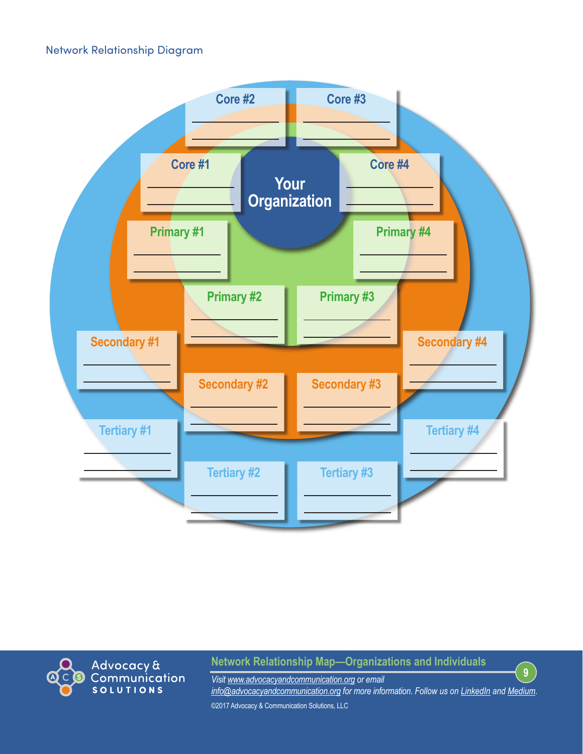Network Relationship Diagram

Core #2

Core #3

Core #1

Your Organization

Core #4

Primary #1

Primary #4

Primary #2

Primary #3

Secondary #1

Secondary #4

Secondary #2

Secondary #3

Tertiary #1

Tertiary #4

Tertiary #2

Tertiary #3